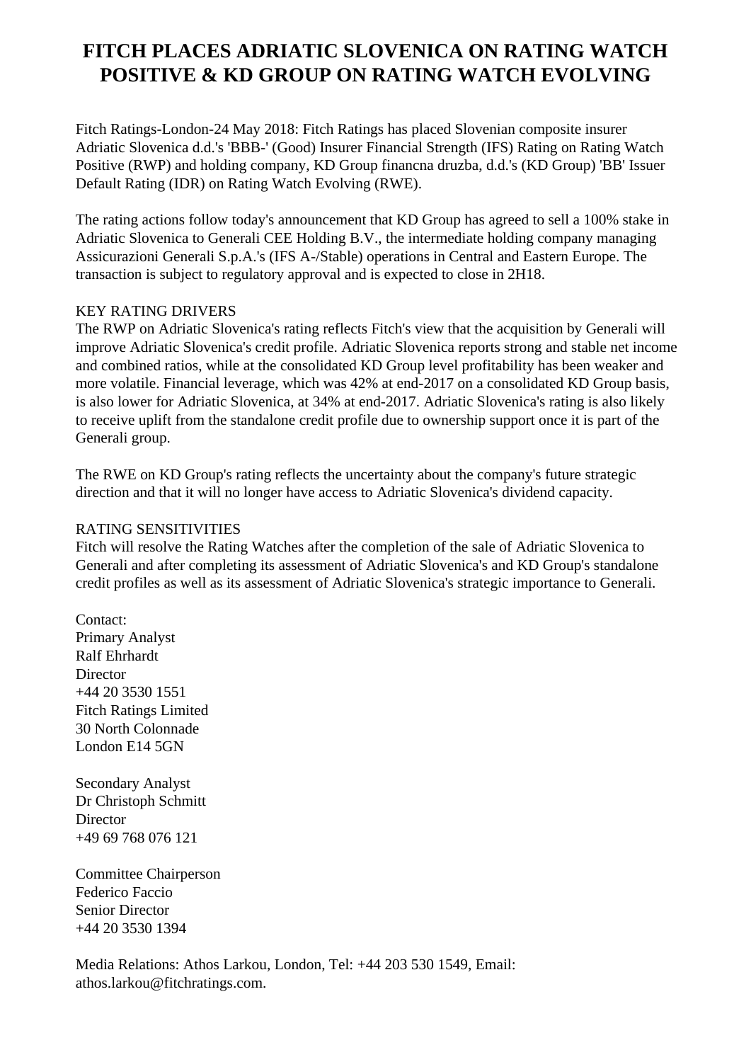# FITCH PLACES ADRIATIC SLOVENICA ON RATING WATCH POSITIVE & KD GROUP ON RATING WATCH EVOLVING

Fitch Ratings-London-24 May 2018: Fitch Ratings has placed Slovenian composite insurer Adriatic Slovenica d.d.'s 'BBB-' (Good) Insurer Financial Strength (IFS) Rating on Rating Watch Positive (RWP) and holding company, KD Group financna druzba, d.d.'s (KD Group) 'BB' Issuer Default Rating (IDR) on Rating Watch Evolving (RWE).

The rating actions follow today's announcement that KD Group has agreed to sell a 100% stake in Adriatic Slovenica to Generali CEE Holding B.V., the intermediate holding company managing Assicurazioni Generali S.p.A.'s (IFS A-/Stable) operations in Central and Eastern Europe. The transaction is subject to regulatory approval and is expected to close in 2H18.

KEY RATING DRIVERS

The RWP on Adriatic Slovenica's rating reflects Fitch's view that the acquisition by Generali will improve Adriatic Slovenica's credit profile. Adriatic Slovenica reports strong and stable net income and combined ratios, while at the consolidated KD Group level profitability has been weaker and more volatile. Financial leverage, which was 42% at end-2017 on a consolidated KD Group basis, is also lower for Adriatic Slovenica, at 34% at end-2017. Adriatic Slovenica's rating is also likely to receive uplift from the standalone credit profile due to ownership support once it is part of the Generali group.

The RWE on KD Group's rating reflects the uncertainty about the company's future strategic direction and that it will no longer have access to Adriatic Slovenica's dividend capacity.

RATING SENSITIVITIES

Fitch will resolve the Rating Watches after the completion of the sale of Adriatic Slovenica to Generali and after completing its assessment of Adriatic Slovenica's and KD Group's standalone credit profiles as well as its assessment of Adriatic Slovenica's strategic importance to Generali.

Contact:
Primary Analyst
Ralf Ehrhardt
Director
+44 20 3530 1551
Fitch Ratings Limited
30 North Colonnade
London E14 5GN

Secondary Analyst
Dr Christoph Schmitt
Director
+49 69 768 076 121

Committee Chairperson
Federico Faccio
Senior Director
+44 20 3530 1394

Media Relations: Athos Larkou, London, Tel: +44 203 530 1549, Email: athos.larkou@fitchratings.com.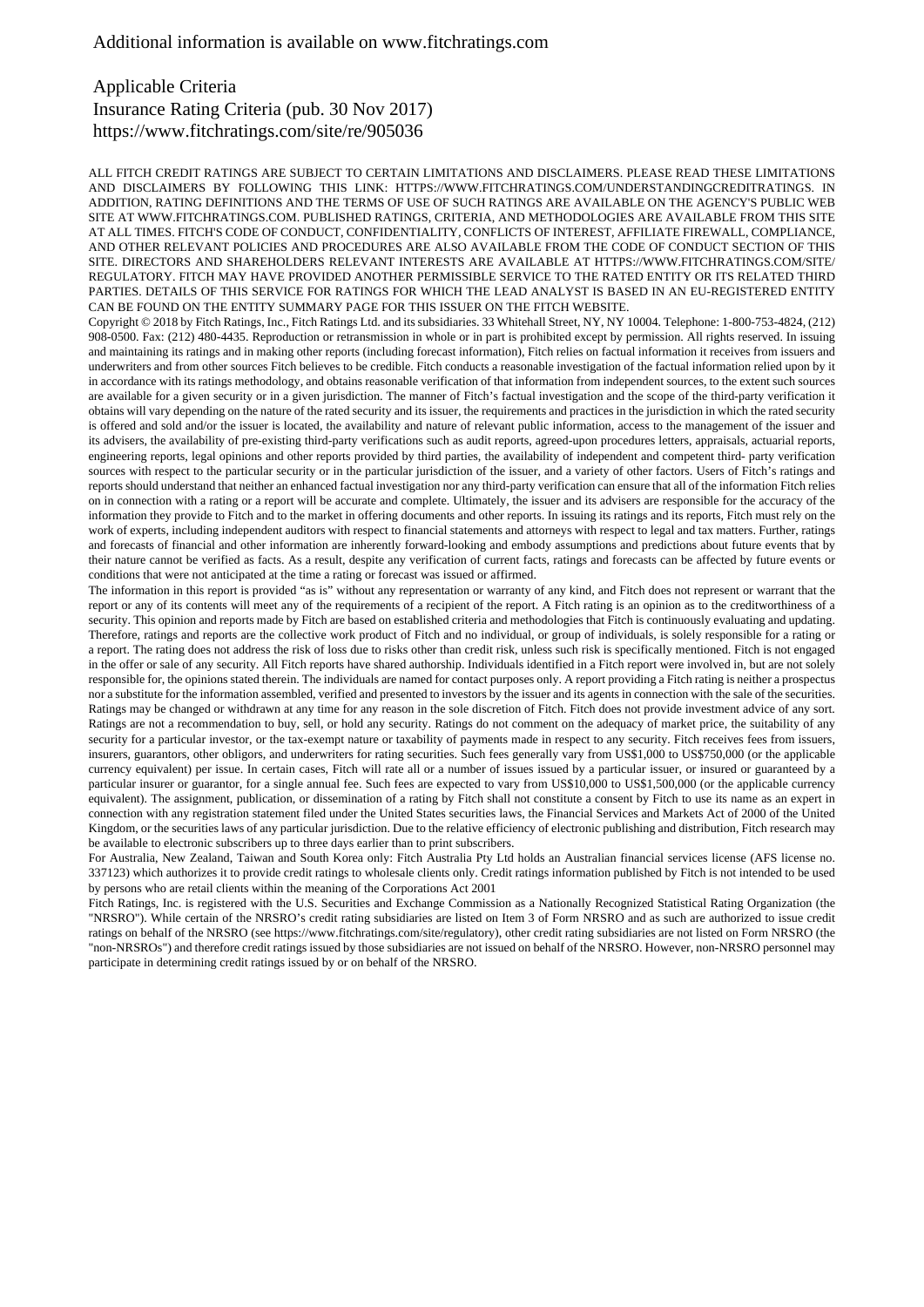Additional information is available on www.fitchratings.com

## Applicable Criteria

Insurance Rating Criteria (pub. 30 Nov 2017)
https://www.fitchratings.com/site/re/905036

ALL FITCH CREDIT RATINGS ARE SUBJECT TO CERTAIN LIMITATIONS AND DISCLAIMERS. PLEASE READ THESE LIMITATIONS AND DISCLAIMERS BY FOLLOWING THIS LINK: HTTPS://WWW.FITCHRATINGS.COM/UNDERSTANDINGCREDITRATINGS. IN ADDITION, RATING DEFINITIONS AND THE TERMS OF USE OF SUCH RATINGS ARE AVAILABLE ON THE AGENCY'S PUBLIC WEB SITE AT WWW.FITCHRATINGS.COM. PUBLISHED RATINGS, CRITERIA, AND METHODOLOGIES ARE AVAILABLE FROM THIS SITE AT ALL TIMES. FITCH'S CODE OF CONDUCT, CONFIDENTIALITY, CONFLICTS OF INTEREST, AFFILIATE FIREWALL, COMPLIANCE, AND OTHER RELEVANT POLICIES AND PROCEDURES ARE ALSO AVAILABLE FROM THE CODE OF CONDUCT SECTION OF THIS SITE. DIRECTORS AND SHAREHOLDERS RELEVANT INTERESTS ARE AVAILABLE AT HTTPS://WWW.FITCHRATINGS.COM/SITE/REGULATORY. FITCH MAY HAVE PROVIDED ANOTHER PERMISSIBLE SERVICE TO THE RATED ENTITY OR ITS RELATED THIRD PARTIES. DETAILS OF THIS SERVICE FOR RATINGS FOR WHICH THE LEAD ANALYST IS BASED IN AN EU-REGISTERED ENTITY CAN BE FOUND ON THE ENTITY SUMMARY PAGE FOR THIS ISSUER ON THE FITCH WEBSITE.

Copyright © 2018 by Fitch Ratings, Inc., Fitch Ratings Ltd. and its subsidiaries. 33 Whitehall Street, NY, NY 10004. Telephone: 1-800-753-4824, (212) 908-0500. Fax: (212) 480-4435. Reproduction or retransmission in whole or in part is prohibited except by permission. All rights reserved. In issuing and maintaining its ratings and in making other reports (including forecast information), Fitch relies on factual information it receives from issuers and underwriters and from other sources Fitch believes to be credible. Fitch conducts a reasonable investigation of the factual information relied upon by it in accordance with its ratings methodology, and obtains reasonable verification of that information from independent sources, to the extent such sources are available for a given security or in a given jurisdiction. The manner of Fitch's factual investigation and the scope of the third-party verification it obtains will vary depending on the nature of the rated security and its issuer, the requirements and practices in the jurisdiction in which the rated security is offered and sold and/or the issuer is located, the availability and nature of relevant public information, access to the management of the issuer and its advisers, the availability of pre-existing third-party verifications such as audit reports, agreed-upon procedures letters, appraisals, actuarial reports, engineering reports, legal opinions and other reports provided by third parties, the availability of independent and competent third- party verification sources with respect to the particular security or in the particular jurisdiction of the issuer, and a variety of other factors. Users of Fitch's ratings and reports should understand that neither an enhanced factual investigation nor any third-party verification can ensure that all of the information Fitch relies on in connection with a rating or a report will be accurate and complete. Ultimately, the issuer and its advisers are responsible for the accuracy of the information they provide to Fitch and to the market in offering documents and other reports. In issuing its ratings and its reports, Fitch must rely on the work of experts, including independent auditors with respect to financial statements and attorneys with respect to legal and tax matters. Further, ratings and forecasts of financial and other information are inherently forward-looking and embody assumptions and predictions about future events that by their nature cannot be verified as facts. As a result, despite any verification of current facts, ratings and forecasts can be affected by future events or conditions that were not anticipated at the time a rating or forecast was issued or affirmed.

The information in this report is provided "as is" without any representation or warranty of any kind, and Fitch does not represent or warrant that the report or any of its contents will meet any of the requirements of a recipient of the report. A Fitch rating is an opinion as to the creditworthiness of a security. This opinion and reports made by Fitch are based on established criteria and methodologies that Fitch is continuously evaluating and updating. Therefore, ratings and reports are the collective work product of Fitch and no individual, or group of individuals, is solely responsible for a rating or a report. The rating does not address the risk of loss due to risks other than credit risk, unless such risk is specifically mentioned. Fitch is not engaged in the offer or sale of any security. All Fitch reports have shared authorship. Individuals identified in a Fitch report were involved in, but are not solely responsible for, the opinions stated therein. The individuals are named for contact purposes only. A report providing a Fitch rating is neither a prospectus nor a substitute for the information assembled, verified and presented to investors by the issuer and its agents in connection with the sale of the securities. Ratings may be changed or withdrawn at any time for any reason in the sole discretion of Fitch. Fitch does not provide investment advice of any sort. Ratings are not a recommendation to buy, sell, or hold any security. Ratings do not comment on the adequacy of market price, the suitability of any security for a particular investor, or the tax-exempt nature or taxability of payments made in respect to any security. Fitch receives fees from issuers, insurers, guarantors, other obligors, and underwriters for rating securities. Such fees generally vary from US$1,000 to US$750,000 (or the applicable currency equivalent) per issue. In certain cases, Fitch will rate all or a number of issues issued by a particular issuer, or insured or guaranteed by a particular insurer or guarantor, for a single annual fee. Such fees are expected to vary from US$10,000 to US$1,500,000 (or the applicable currency equivalent). The assignment, publication, or dissemination of a rating by Fitch shall not constitute a consent by Fitch to use its name as an expert in connection with any registration statement filed under the United States securities laws, the Financial Services and Markets Act of 2000 of the United Kingdom, or the securities laws of any particular jurisdiction. Due to the relative efficiency of electronic publishing and distribution, Fitch research may be available to electronic subscribers up to three days earlier than to print subscribers.

For Australia, New Zealand, Taiwan and South Korea only: Fitch Australia Pty Ltd holds an Australian financial services license (AFS license no. 337123) which authorizes it to provide credit ratings to wholesale clients only. Credit ratings information published by Fitch is not intended to be used by persons who are retail clients within the meaning of the Corporations Act 2001

Fitch Ratings, Inc. is registered with the U.S. Securities and Exchange Commission as a Nationally Recognized Statistical Rating Organization (the "NRSRO"). While certain of the NRSRO's credit rating subsidiaries are listed on Item 3 of Form NRSRO and as such are authorized to issue credit ratings on behalf of the NRSRO (see https://www.fitchratings.com/site/regulatory), other credit rating subsidiaries are not listed on Form NRSRO (the "non-NRSROs") and therefore credit ratings issued by those subsidiaries are not issued on behalf of the NRSRO. However, non-NRSRO personnel may participate in determining credit ratings issued by or on behalf of the NRSRO.